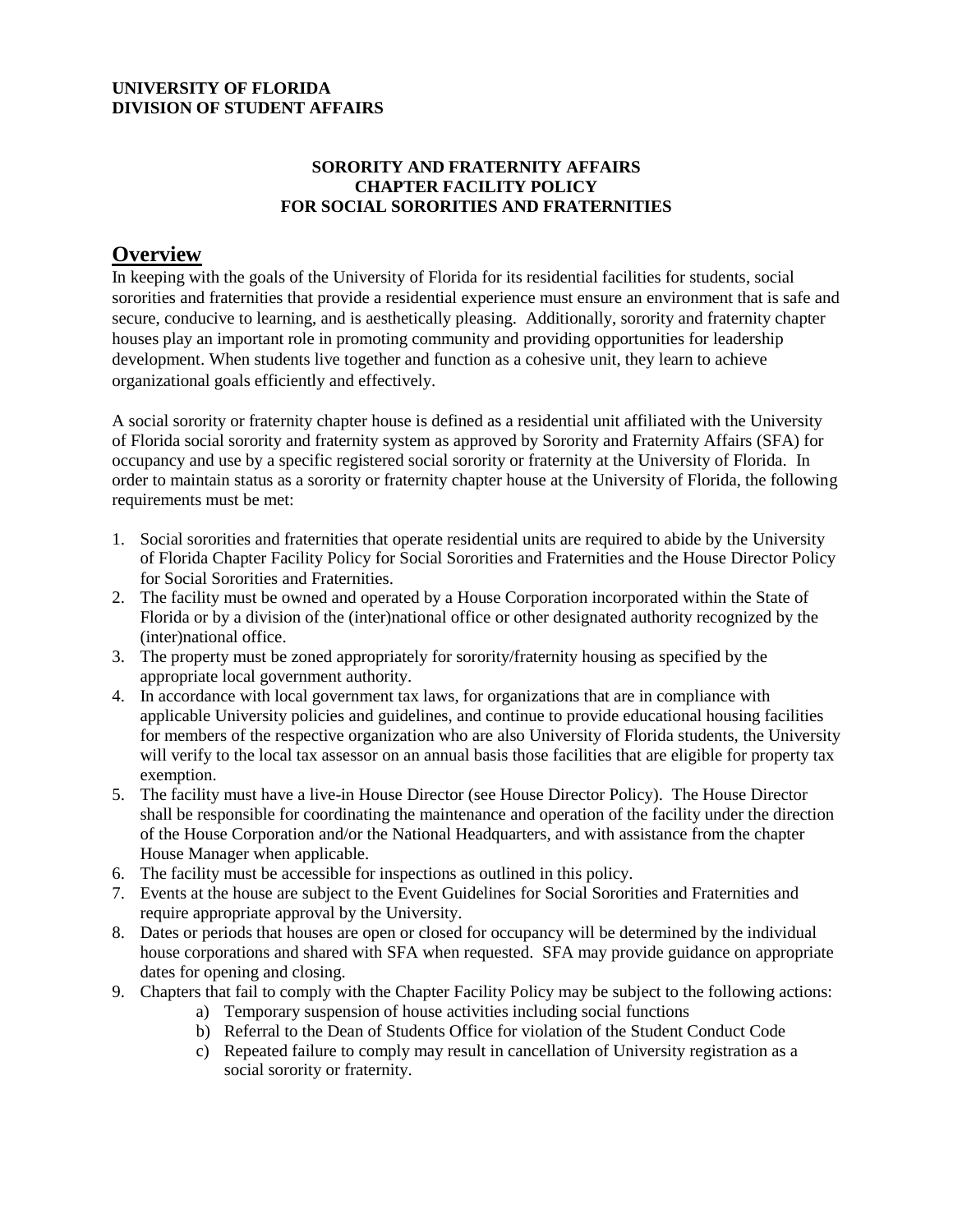**UNIVERSITY OF FLORIDA**
**DIVISION OF STUDENT AFFAIRS**

**SORORITY AND FRATERNITY AFFAIRS**
**CHAPTER FACILITY POLICY**
**FOR SOCIAL SORORITIES AND FRATERNITIES**

## Overview

In keeping with the goals of the University of Florida for its residential facilities for students, social sororities and fraternities that provide a residential experience must ensure an environment that is safe and secure, conducive to learning, and is aesthetically pleasing. Additionally, sorority and fraternity chapter houses play an important role in promoting community and providing opportunities for leadership development. When students live together and function as a cohesive unit, they learn to achieve organizational goals efficiently and effectively.

A social sorority or fraternity chapter house is defined as a residential unit affiliated with the University of Florida social sorority and fraternity system as approved by Sorority and Fraternity Affairs (SFA) for occupancy and use by a specific registered social sorority or fraternity at the University of Florida. In order to maintain status as a sorority or fraternity chapter house at the University of Florida, the following requirements must be met:

1. Social sororities and fraternities that operate residential units are required to abide by the University of Florida Chapter Facility Policy for Social Sororities and Fraternities and the House Director Policy for Social Sororities and Fraternities.
2. The facility must be owned and operated by a House Corporation incorporated within the State of Florida or by a division of the (inter)national office or other designated authority recognized by the (inter)national office.
3. The property must be zoned appropriately for sorority/fraternity housing as specified by the appropriate local government authority.
4. In accordance with local government tax laws, for organizations that are in compliance with applicable University policies and guidelines, and continue to provide educational housing facilities for members of the respective organization who are also University of Florida students, the University will verify to the local tax assessor on an annual basis those facilities that are eligible for property tax exemption.
5. The facility must have a live-in House Director (see House Director Policy). The House Director shall be responsible for coordinating the maintenance and operation of the facility under the direction of the House Corporation and/or the National Headquarters, and with assistance from the chapter House Manager when applicable.
6. The facility must be accessible for inspections as outlined in this policy.
7. Events at the house are subject to the Event Guidelines for Social Sororities and Fraternities and require appropriate approval by the University.
8. Dates or periods that houses are open or closed for occupancy will be determined by the individual house corporations and shared with SFA when requested. SFA may provide guidance on appropriate dates for opening and closing.
9. Chapters that fail to comply with the Chapter Facility Policy may be subject to the following actions:
    a) Temporary suspension of house activities including social functions
    b) Referral to the Dean of Students Office for violation of the Student Conduct Code
    c) Repeated failure to comply may result in cancellation of University registration as a social sorority or fraternity.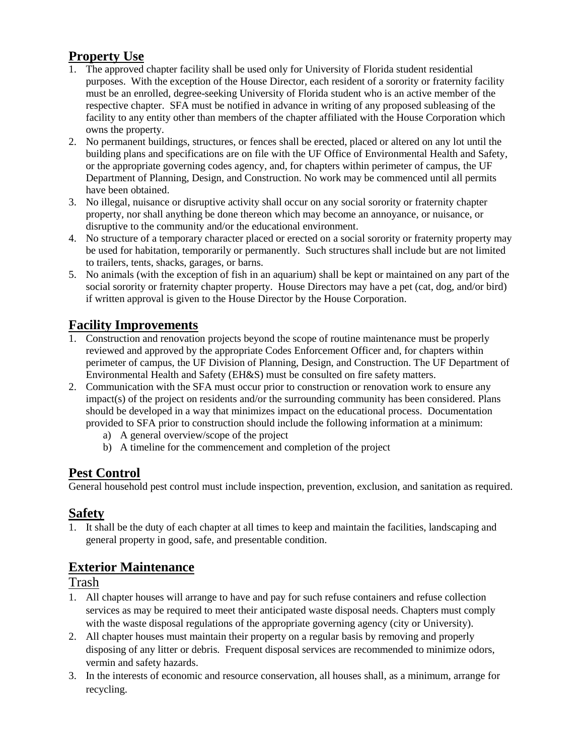## Property Use

1. The approved chapter facility shall be used only for University of Florida student residential purposes. With the exception of the House Director, each resident of a sorority or fraternity facility must be an enrolled, degree-seeking University of Florida student who is an active member of the respective chapter. SFA must be notified in advance in writing of any proposed subleasing of the facility to any entity other than members of the chapter affiliated with the House Corporation which owns the property.
2. No permanent buildings, structures, or fences shall be erected, placed or altered on any lot until the building plans and specifications are on file with the UF Office of Environmental Health and Safety, or the appropriate governing codes agency, and, for chapters within perimeter of campus, the UF Department of Planning, Design, and Construction. No work may be commenced until all permits have been obtained.
3. No illegal, nuisance or disruptive activity shall occur on any social sorority or fraternity chapter property, nor shall anything be done thereon which may become an annoyance, or nuisance, or disruptive to the community and/or the educational environment.
4. No structure of a temporary character placed or erected on a social sorority or fraternity property may be used for habitation, temporarily or permanently. Such structures shall include but are not limited to trailers, tents, shacks, garages, or barns.
5. No animals (with the exception of fish in an aquarium) shall be kept or maintained on any part of the social sorority or fraternity chapter property. House Directors may have a pet (cat, dog, and/or bird) if written approval is given to the House Director by the House Corporation.

## Facility Improvements

1. Construction and renovation projects beyond the scope of routine maintenance must be properly reviewed and approved by the appropriate Codes Enforcement Officer and, for chapters within perimeter of campus, the UF Division of Planning, Design, and Construction. The UF Department of Environmental Health and Safety (EH&S) must be consulted on fire safety matters.
2. Communication with the SFA must occur prior to construction or renovation work to ensure any impact(s) of the project on residents and/or the surrounding community has been considered. Plans should be developed in a way that minimizes impact on the educational process. Documentation provided to SFA prior to construction should include the following information at a minimum:
   a) A general overview/scope of the project
   b) A timeline for the commencement and completion of the project

## Pest Control

General household pest control must include inspection, prevention, exclusion, and sanitation as required.

## Safety

1. It shall be the duty of each chapter at all times to keep and maintain the facilities, landscaping and general property in good, safe, and presentable condition.

## Exterior Maintenance

### Trash

1. All chapter houses will arrange to have and pay for such refuse containers and refuse collection services as may be required to meet their anticipated waste disposal needs. Chapters must comply with the waste disposal regulations of the appropriate governing agency (city or University).
2. All chapter houses must maintain their property on a regular basis by removing and properly disposing of any litter or debris. Frequent disposal services are recommended to minimize odors, vermin and safety hazards.
3. In the interests of economic and resource conservation, all houses shall, as a minimum, arrange for recycling.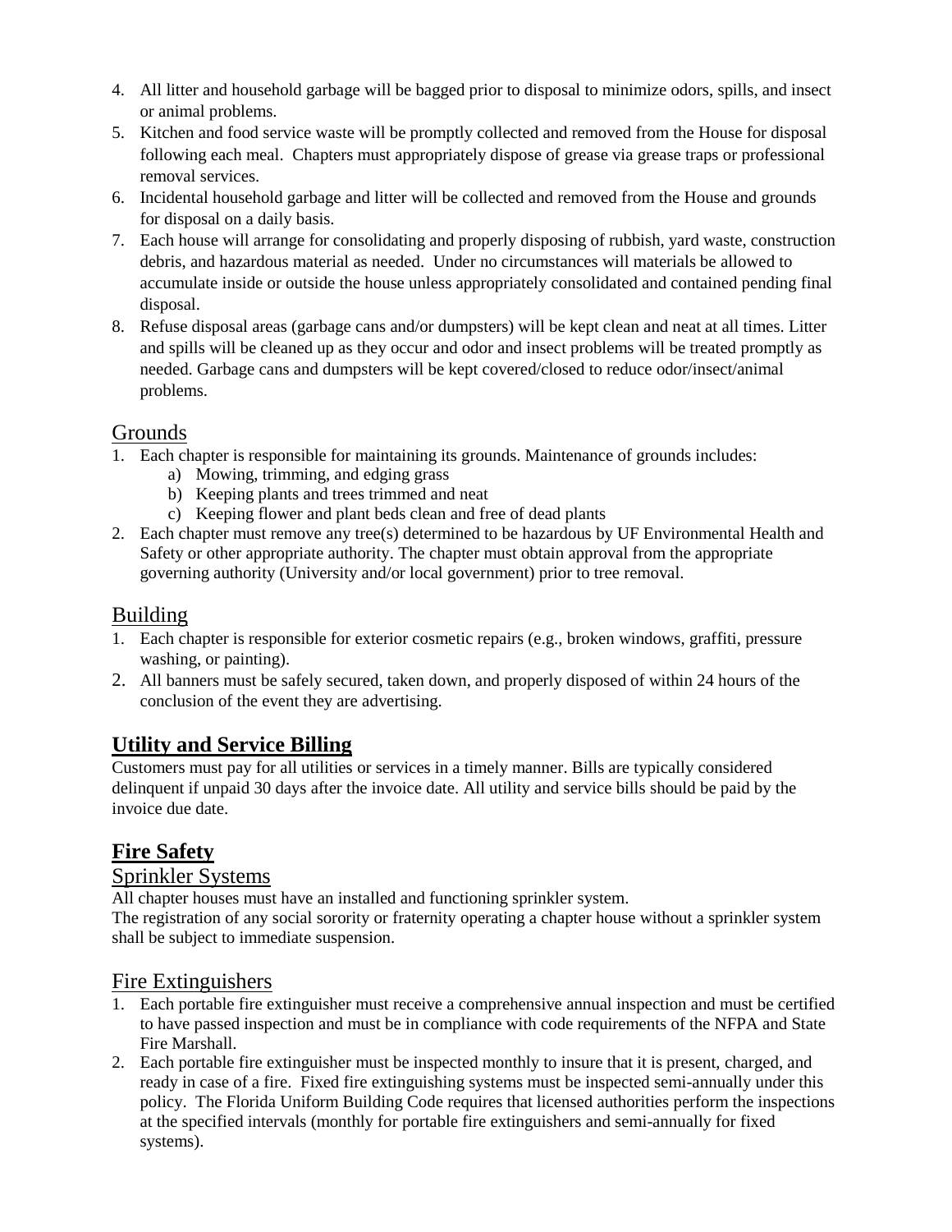4. All litter and household garbage will be bagged prior to disposal to minimize odors, spills, and insect or animal problems.
5. Kitchen and food service waste will be promptly collected and removed from the House for disposal following each meal. Chapters must appropriately dispose of grease via grease traps or professional removal services.
6. Incidental household garbage and litter will be collected and removed from the House and grounds for disposal on a daily basis.
7. Each house will arrange for consolidating and properly disposing of rubbish, yard waste, construction debris, and hazardous material as needed. Under no circumstances will materials be allowed to accumulate inside or outside the house unless appropriately consolidated and contained pending final disposal.
8. Refuse disposal areas (garbage cans and/or dumpsters) will be kept clean and neat at all times. Litter and spills will be cleaned up as they occur and odor and insect problems will be treated promptly as needed. Garbage cans and dumpsters will be kept covered/closed to reduce odor/insect/animal problems.

### Grounds

1. Each chapter is responsible for maintaining its grounds. Maintenance of grounds includes:
    a) Mowing, trimming, and edging grass
    b) Keeping plants and trees trimmed and neat
    c) Keeping flower and plant beds clean and free of dead plants
2. Each chapter must remove any tree(s) determined to be hazardous by UF Environmental Health and Safety or other appropriate authority. The chapter must obtain approval from the appropriate governing authority (University and/or local government) prior to tree removal.

### Building

1. Each chapter is responsible for exterior cosmetic repairs (e.g., broken windows, graffiti, pressure washing, or painting).
2. All banners must be safely secured, taken down, and properly disposed of within 24 hours of the conclusion of the event they are advertising.

## Utility and Service Billing

Customers must pay for all utilities or services in a timely manner. Bills are typically considered delinquent if unpaid 30 days after the invoice date. All utility and service bills should be paid by the invoice due date.

## Fire Safety

### Sprinkler Systems

All chapter houses must have an installed and functioning sprinkler system.
The registration of any social sorority or fraternity operating a chapter house without a sprinkler system shall be subject to immediate suspension.

### Fire Extinguishers

1. Each portable fire extinguisher must receive a comprehensive annual inspection and must be certified to have passed inspection and must be in compliance with code requirements of the NFPA and State Fire Marshall.
2. Each portable fire extinguisher must be inspected monthly to insure that it is present, charged, and ready in case of a fire. Fixed fire extinguishing systems must be inspected semi-annually under this policy. The Florida Uniform Building Code requires that licensed authorities perform the inspections at the specified intervals (monthly for portable fire extinguishers and semi-annually for fixed systems).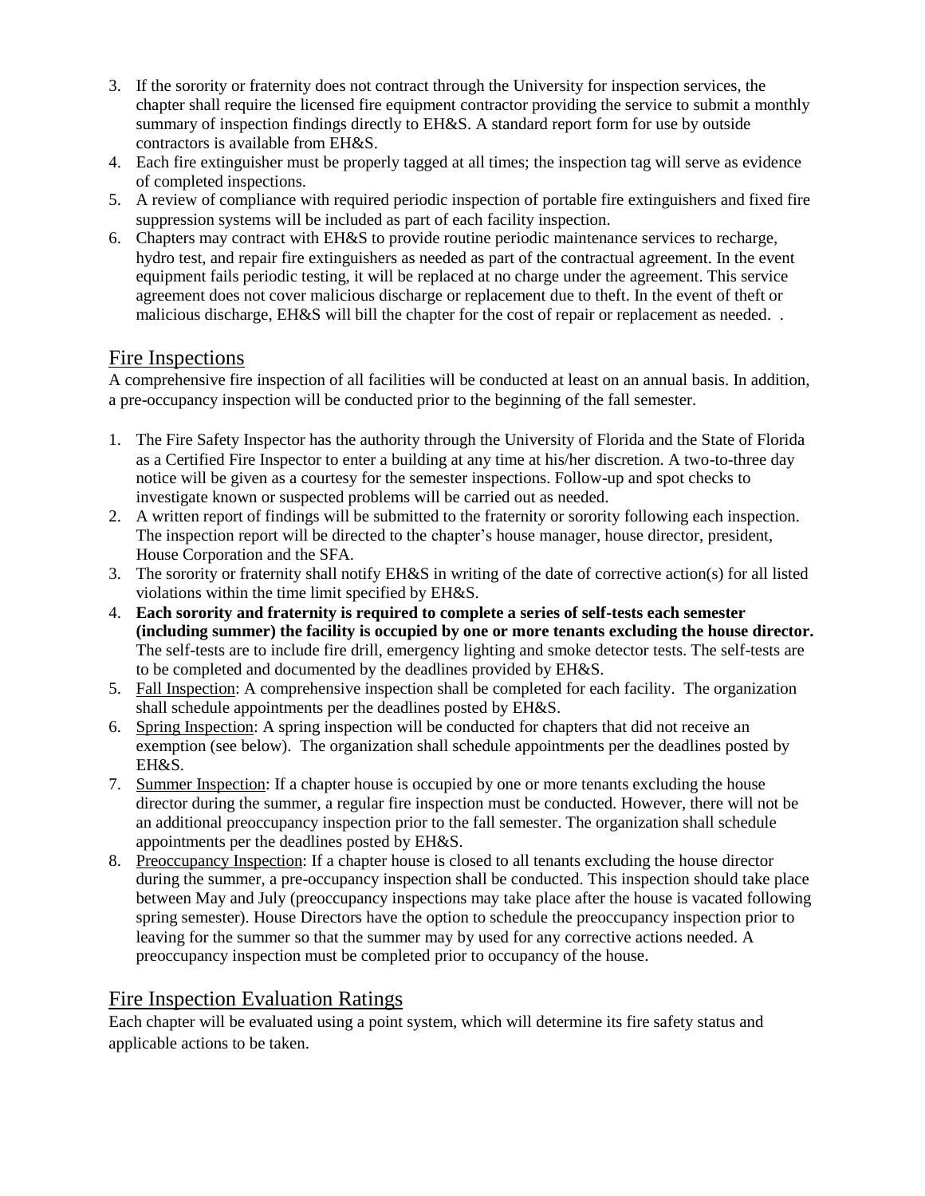3. If the sorority or fraternity does not contract through the University for inspection services, the chapter shall require the licensed fire equipment contractor providing the service to submit a monthly summary of inspection findings directly to EH&S. A standard report form for use by outside contractors is available from EH&S.
4. Each fire extinguisher must be properly tagged at all times; the inspection tag will serve as evidence of completed inspections.
5. A review of compliance with required periodic inspection of portable fire extinguishers and fixed fire suppression systems will be included as part of each facility inspection.
6. Chapters may contract with EH&S to provide routine periodic maintenance services to recharge, hydro test, and repair fire extinguishers as needed as part of the contractual agreement. In the event equipment fails periodic testing, it will be replaced at no charge under the agreement. This service agreement does not cover malicious discharge or replacement due to theft. In the event of theft or malicious discharge, EH&S will bill the chapter for the cost of repair or replacement as needed. .

## Fire Inspections

A comprehensive fire inspection of all facilities will be conducted at least on an annual basis. In addition, a pre-occupancy inspection will be conducted prior to the beginning of the fall semester.

1. The Fire Safety Inspector has the authority through the University of Florida and the State of Florida as a Certified Fire Inspector to enter a building at any time at his/her discretion. A two-to-three day notice will be given as a courtesy for the semester inspections. Follow-up and spot checks to investigate known or suspected problems will be carried out as needed.
2. A written report of findings will be submitted to the fraternity or sorority following each inspection. The inspection report will be directed to the chapter's house manager, house director, president, House Corporation and the SFA.
3. The sorority or fraternity shall notify EH&S in writing of the date of corrective action(s) for all listed violations within the time limit specified by EH&S.
4. **Each sorority and fraternity is required to complete a series of self-tests each semester (including summer) the facility is occupied by one or more tenants excluding the house director.** The self-tests are to include fire drill, emergency lighting and smoke detector tests. The self-tests are to be completed and documented by the deadlines provided by EH&S.
5. Fall Inspection: A comprehensive inspection shall be completed for each facility. The organization shall schedule appointments per the deadlines posted by EH&S.
6. Spring Inspection: A spring inspection will be conducted for chapters that did not receive an exemption (see below). The organization shall schedule appointments per the deadlines posted by EH&S.
7. Summer Inspection: If a chapter house is occupied by one or more tenants excluding the house director during the summer, a regular fire inspection must be conducted. However, there will not be an additional preoccupancy inspection prior to the fall semester. The organization shall schedule appointments per the deadlines posted by EH&S.
8. Preoccupancy Inspection: If a chapter house is closed to all tenants excluding the house director during the summer, a pre-occupancy inspection shall be conducted. This inspection should take place between May and July (preoccupancy inspections may take place after the house is vacated following spring semester). House Directors have the option to schedule the preoccupancy inspection prior to leaving for the summer so that the summer may by used for any corrective actions needed. A preoccupancy inspection must be completed prior to occupancy of the house.

## Fire Inspection Evaluation Ratings

Each chapter will be evaluated using a point system, which will determine its fire safety status and applicable actions to be taken.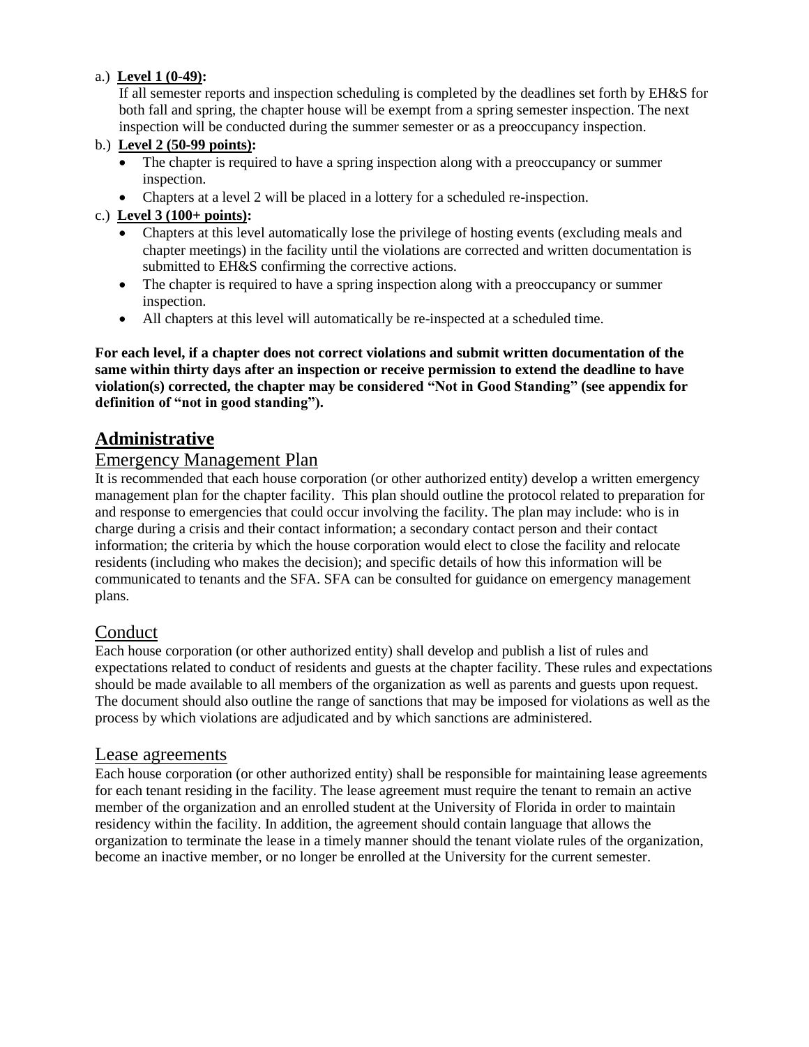a.) **Level 1 (0-49):**

If all semester reports and inspection scheduling is completed by the deadlines set forth by EH&S for both fall and spring, the chapter house will be exempt from a spring semester inspection. The next inspection will be conducted during the summer semester or as a preoccupancy inspection.

b.) **Level 2 (50-99 points):**

- The chapter is required to have a spring inspection along with a preoccupancy or summer inspection.
- Chapters at a level 2 will be placed in a lottery for a scheduled re-inspection.

c.) **Level 3 (100+ points):**

- Chapters at this level automatically lose the privilege of hosting events (excluding meals and chapter meetings) in the facility until the violations are corrected and written documentation is submitted to EH&S confirming the corrective actions.
- The chapter is required to have a spring inspection along with a preoccupancy or summer inspection.
- All chapters at this level will automatically be re-inspected at a scheduled time.

**For each level, if a chapter does not correct violations and submit written documentation of the same within thirty days after an inspection or receive permission to extend the deadline to have violation(s) corrected, the chapter may be considered "Not in Good Standing" (see appendix for definition of "not in good standing").**

# Administrative

## Emergency Management Plan

It is recommended that each house corporation (or other authorized entity) develop a written emergency management plan for the chapter facility. This plan should outline the protocol related to preparation for and response to emergencies that could occur involving the facility. The plan may include: who is in charge during a crisis and their contact information; a secondary contact person and their contact information; the criteria by which the house corporation would elect to close the facility and relocate residents (including who makes the decision); and specific details of how this information will be communicated to tenants and the SFA. SFA can be consulted for guidance on emergency management plans.

## Conduct

Each house corporation (or other authorized entity) shall develop and publish a list of rules and expectations related to conduct of residents and guests at the chapter facility. These rules and expectations should be made available to all members of the organization as well as parents and guests upon request. The document should also outline the range of sanctions that may be imposed for violations as well as the process by which violations are adjudicated and by which sanctions are administered.

## Lease agreements

Each house corporation (or other authorized entity) shall be responsible for maintaining lease agreements for each tenant residing in the facility. The lease agreement must require the tenant to remain an active member of the organization and an enrolled student at the University of Florida in order to maintain residency within the facility. In addition, the agreement should contain language that allows the organization to terminate the lease in a timely manner should the tenant violate rules of the organization, become an inactive member, or no longer be enrolled at the University for the current semester.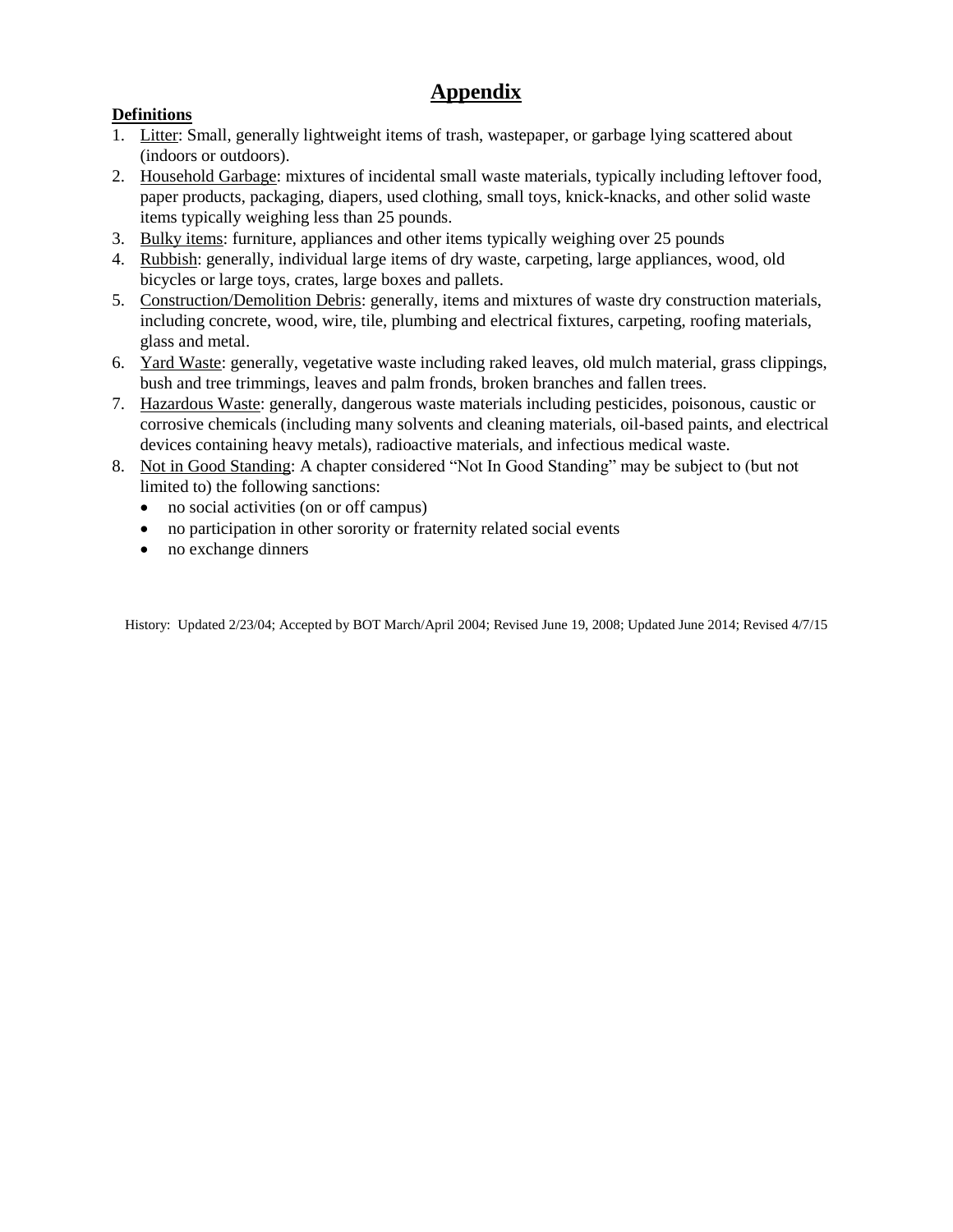# Appendix

**Definitions**

1. Litter: Small, generally lightweight items of trash, wastepaper, or garbage lying scattered about (indoors or outdoors).
2. Household Garbage: mixtures of incidental small waste materials, typically including leftover food, paper products, packaging, diapers, used clothing, small toys, knick-knacks, and other solid waste items typically weighing less than 25 pounds.
3. Bulky items: furniture, appliances and other items typically weighing over 25 pounds
4. Rubbish: generally, individual large items of dry waste, carpeting, large appliances, wood, old bicycles or large toys, crates, large boxes and pallets.
5. Construction/Demolition Debris: generally, items and mixtures of waste dry construction materials, including concrete, wood, wire, tile, plumbing and electrical fixtures, carpeting, roofing materials, glass and metal.
6. Yard Waste: generally, vegetative waste including raked leaves, old mulch material, grass clippings, bush and tree trimmings, leaves and palm fronds, broken branches and fallen trees.
7. Hazardous Waste: generally, dangerous waste materials including pesticides, poisonous, caustic or corrosive chemicals (including many solvents and cleaning materials, oil-based paints, and electrical devices containing heavy metals), radioactive materials, and infectious medical waste.
8. Not in Good Standing: A chapter considered "Not In Good Standing" may be subject to (but not limited to) the following sanctions:
   - no social activities (on or off campus)
   - no participation in other sorority or fraternity related social events
   - no exchange dinners

History: Updated 2/23/04; Accepted by BOT March/April 2004; Revised June 19, 2008; Updated June 2014; Revised 4/7/15